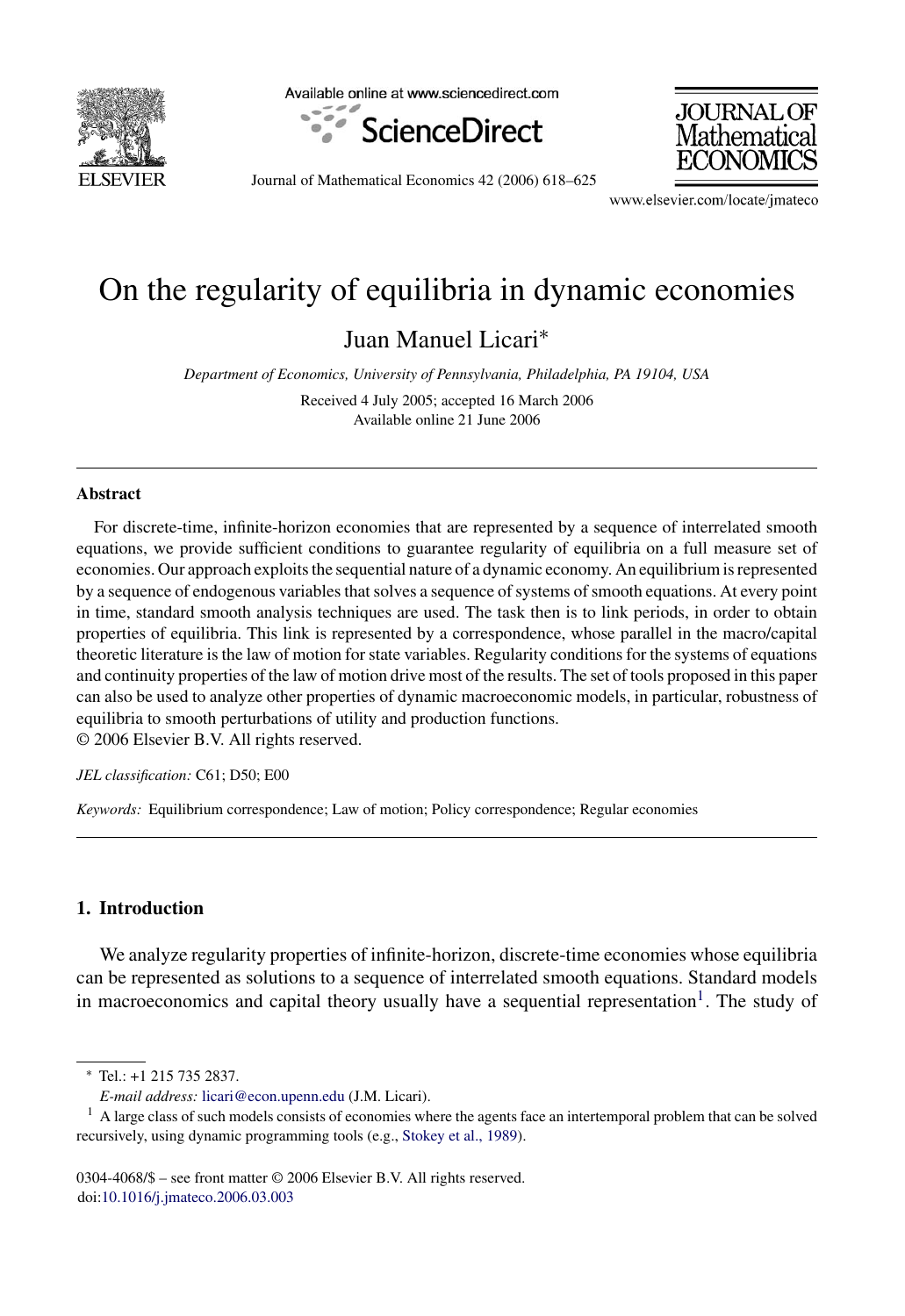# On the regularity of equilibria in dynamic economies

Juan Manuel Licari*

*Department of Economics, University of Pennsylvania, Philadelphia, PA 19104, USA*

Received 4 July 2005; accepted 16 March 2006
Available online 21 June 2006

---

## Abstract

For discrete-time, infinite-horizon economies that are represented by a sequence of interrelated smooth equations, we provide sufficient conditions to guarantee regularity of equilibria on a full measure set of economies. Our approach exploits the sequential nature of a dynamic economy. An equilibrium is represented by a sequence of endogenous variables that solves a sequence of systems of smooth equations. At every point in time, standard smooth analysis techniques are used. The task then is to link periods, in order to obtain properties of equilibria. This link is represented by a correspondence, whose parallel in the macro/capital theoretic literature is the law of motion for state variables. Regularity conditions for the systems of equations and continuity properties of the law of motion drive most of the results. The set of tools proposed in this paper can also be used to analyze other properties of dynamic macroeconomic models, in particular, robustness of equilibria to smooth perturbations of utility and production functions.
© 2006 Elsevier B.V. All rights reserved.

*JEL classification:* C61; D50; E00

*Keywords:* Equilibrium correspondence; Law of motion; Policy correspondence; Regular economies

---

## 1. Introduction

We analyze regularity properties of infinite-horizon, discrete-time economies whose equilibria can be represented as solutions to a sequence of interrelated smooth equations. Standard models in macroeconomics and capital theory usually have a sequential representation[1]. The study of

---

\* Tel.: +1 215 735 2837.
*E-mail address:* licari@econ.upenn.edu (J.M. Licari).

[1] A large class of such models consists of economies where the agents face an intertemporal problem that can be solved recursively, using dynamic programming tools (e.g., Stokey et al., 1989).

0304-4068/$ – see front matter © 2006 Elsevier B.V. All rights reserved.
doi:10.1016/j.jmateco.2006.03.003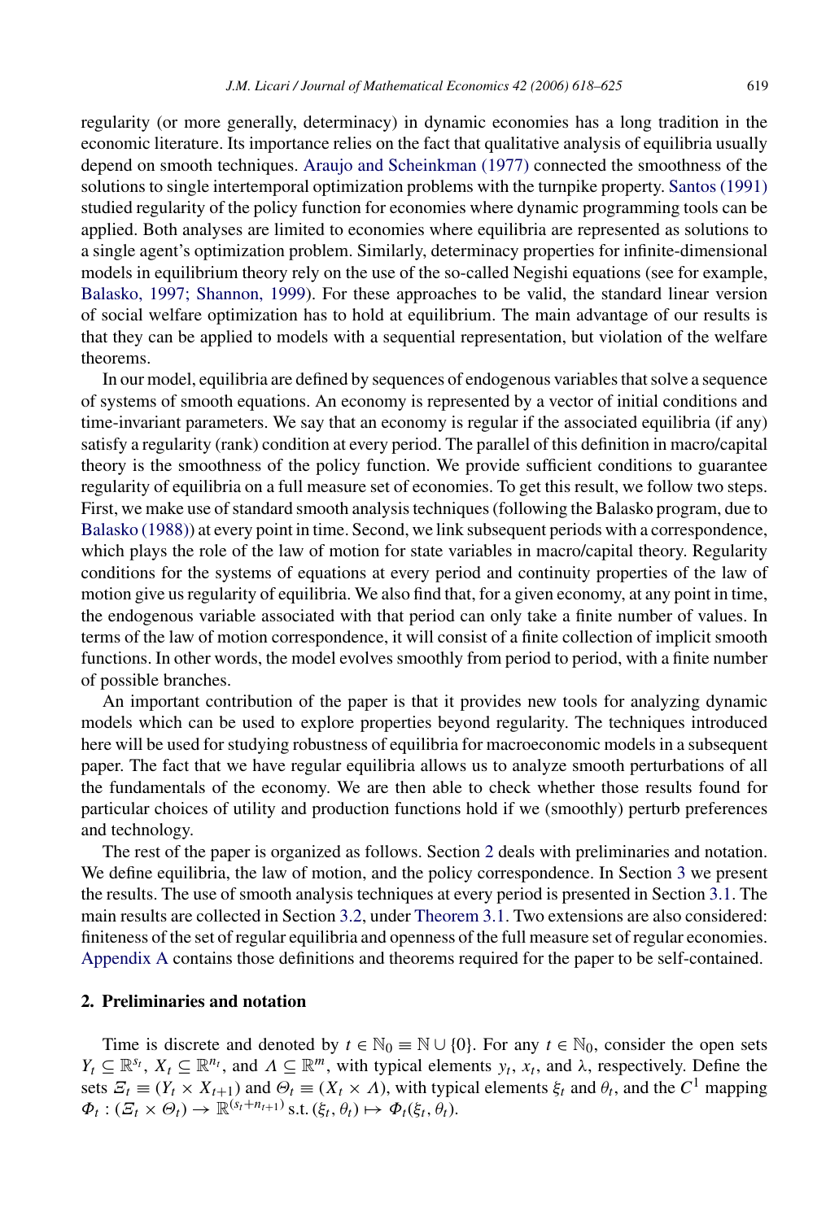regularity (or more generally, determinacy) in dynamic economies has a long tradition in the economic literature. Its importance relies on the fact that qualitative analysis of equilibria usually depend on smooth techniques. Araujo and Scheinkman (1977) connected the smoothness of the solutions to single intertemporal optimization problems with the turnpike property. Santos (1991) studied regularity of the policy function for economies where dynamic programming tools can be applied. Both analyses are limited to economies where equilibria are represented as solutions to a single agent's optimization problem. Similarly, determinacy properties for infinite-dimensional models in equilibrium theory rely on the use of the so-called Negishi equations (see for example, Balasko, 1997; Shannon, 1999). For these approaches to be valid, the standard linear version of social welfare optimization has to hold at equilibrium. The main advantage of our results is that they can be applied to models with a sequential representation, but violation of the welfare theorems.

In our model, equilibria are defined by sequences of endogenous variables that solve a sequence of systems of smooth equations. An economy is represented by a vector of initial conditions and time-invariant parameters. We say that an economy is regular if the associated equilibria (if any) satisfy a regularity (rank) condition at every period. The parallel of this definition in macro/capital theory is the smoothness of the policy function. We provide sufficient conditions to guarantee regularity of equilibria on a full measure set of economies. To get this result, we follow two steps. First, we make use of standard smooth analysis techniques (following the Balasko program, due to Balasko (1988)) at every point in time. Second, we link subsequent periods with a correspondence, which plays the role of the law of motion for state variables in macro/capital theory. Regularity conditions for the systems of equations at every period and continuity properties of the law of motion give us regularity of equilibria. We also find that, for a given economy, at any point in time, the endogenous variable associated with that period can only take a finite number of values. In terms of the law of motion correspondence, it will consist of a finite collection of implicit smooth functions. In other words, the model evolves smoothly from period to period, with a finite number of possible branches.

An important contribution of the paper is that it provides new tools for analyzing dynamic models which can be used to explore properties beyond regularity. The techniques introduced here will be used for studying robustness of equilibria for macroeconomic models in a subsequent paper. The fact that we have regular equilibria allows us to analyze smooth perturbations of all the fundamentals of the economy. We are then able to check whether those results found for particular choices of utility and production functions hold if we (smoothly) perturb preferences and technology.

The rest of the paper is organized as follows. Section 2 deals with preliminaries and notation. We define equilibria, the law of motion, and the policy correspondence. In Section 3 we present the results. The use of smooth analysis techniques at every period is presented in Section 3.1. The main results are collected in Section 3.2, under Theorem 3.1. Two extensions are also considered: finiteness of the set of regular equilibria and openness of the full measure set of regular economies. Appendix A contains those definitions and theorems required for the paper to be self-contained.

## 2. Preliminaries and notation

Time is discrete and denoted by $t \in \mathbb{N}_0 \equiv \mathbb{N} \cup \{0\}$. For any $t \in \mathbb{N}_0$, consider the open sets $Y_t \subseteq \mathbb{R}^{s_t}$, $X_t \subseteq \mathbb{R}^{n_t}$, and $\Lambda \subseteq \mathbb{R}^m$, with typical elements $y_t$, $x_t$, and $\lambda$, respectively. Define the sets $\Xi_t \equiv (Y_t \times X_{t+1})$ and $\Theta_t \equiv (X_t \times \Lambda)$, with typical elements $\xi_t$ and $\theta_t$, and the $C^1$ mapping $\Phi_t : (\Xi_t \times \Theta_t) \to \mathbb{R}^{(s_t+n_{t+1})}$ s.t. $(\xi_t, \theta_t) \mapsto \Phi_t(\xi_t, \theta_t)$.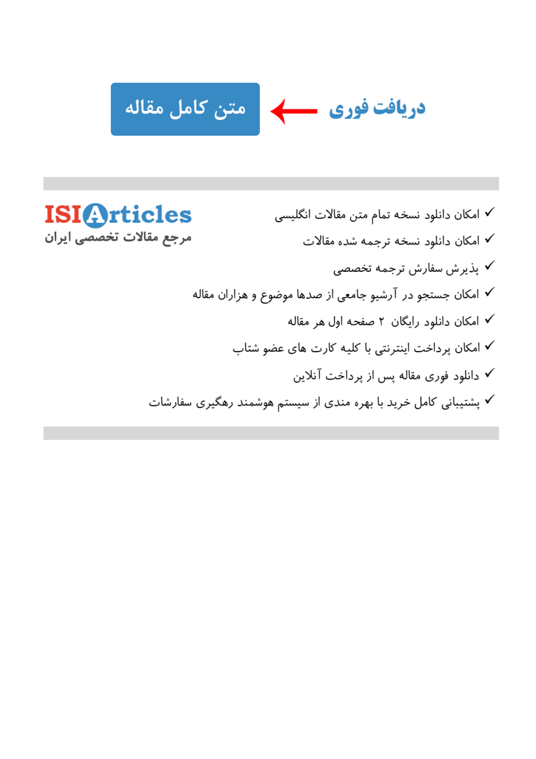دریافت فوری ← **متن کامل مقاله**

**ISIArticles**
مرجع مقالات تخصصی ایران

- ✓ امکان دانلود نسخه تمام متن مقالات انگلیسی
- ✓ امکان دانلود نسخه ترجمه شده مقالات
- ✓ پذیرش سفارش ترجمه تخصصی
- ✓ امکان جستجو در آرشیو جامعی از صدها موضوع و هزاران مقاله
- ✓ امکان دانلود رایگان ۲ صفحه اول هر مقاله
- ✓ امکان پرداخت اینترنتی با کلیه کارت های عضو شتاب
- ✓ دانلود فوری مقاله پس از پرداخت آنلاین
- ✓ پشتیبانی کامل خرید با بهره مندی از سیستم هوشمند رهگیری سفارشات